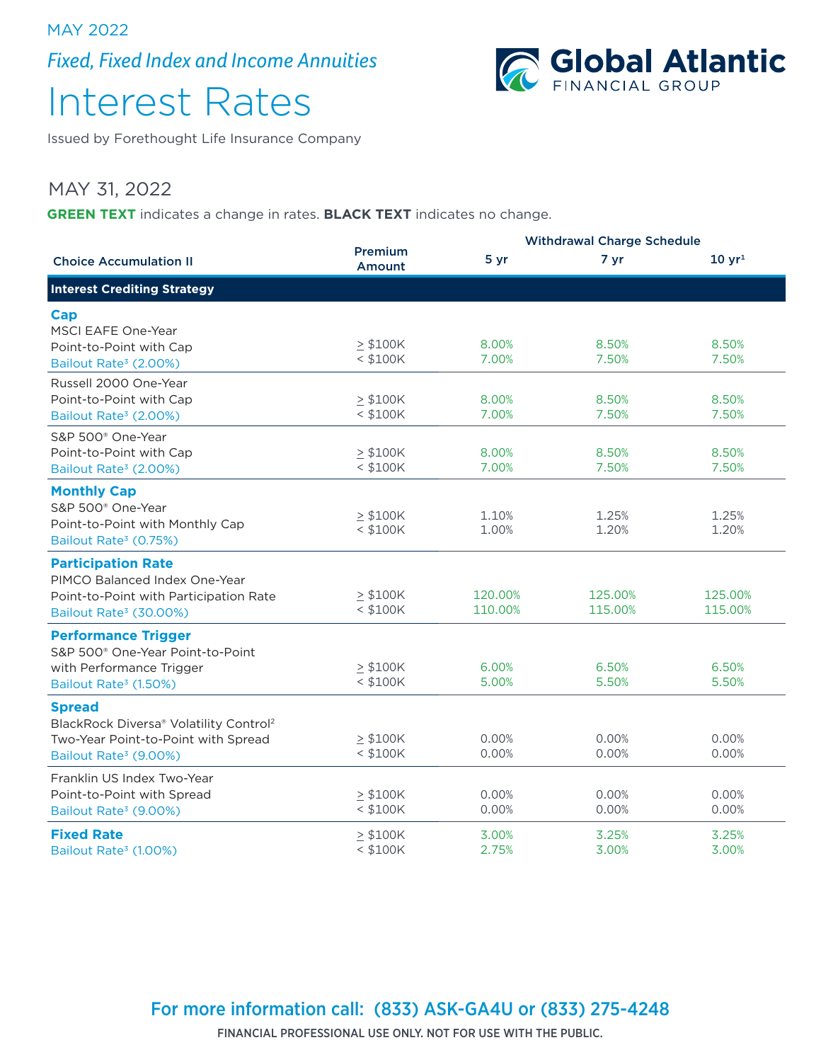MAY 2022

*Fixed, Fixed Index and Income Annuities*

# Interest Rates

Issued by Forethought Life Insurance Company

Global Atlantic FINANCIAL GROUP

## MAY 31, 2022

**GREEN TEXT** indicates a change in rates. **BLACK TEXT** indicates no change.

| Choice Accumulation II | Premium Amount | Withdrawal Charge Schedule 5 yr | 7 yr | 10 yr[1] |
|---|---|---|---|---|
| **Interest Crediting Strategy** | | | | |
| **Cap** MSCI EAFE One-Year Point-to-Point with Cap Bailout Rate[3] (2.00%) | ≥ $100K | 8.00% | 8.50% | 8.50% |
| | < $100K | 7.00% | 7.50% | 7.50% |
| Russell 2000 One-Year Point-to-Point with Cap Bailout Rate[3] (2.00%) | ≥ $100K | 8.00% | 8.50% | 8.50% |
| | < $100K | 7.00% | 7.50% | 7.50% |
| S&P 500® One-Year Point-to-Point with Cap Bailout Rate[3] (2.00%) | ≥ $100K | 8.00% | 8.50% | 8.50% |
| | < $100K | 7.00% | 7.50% | 7.50% |
| **Monthly Cap** S&P 500® One-Year Point-to-Point with Monthly Cap Bailout Rate[3] (0.75%) | ≥ $100K | 1.10% | 1.25% | 1.25% |
| | < $100K | 1.00% | 1.20% | 1.20% |
| **Participation Rate** PIMCO Balanced Index One-Year Point-to-Point with Participation Rate Bailout Rate[3] (30.00%) | ≥ $100K | 120.00% | 125.00% | 125.00% |
| | < $100K | 110.00% | 115.00% | 115.00% |
| **Performance Trigger** S&P 500® One-Year Point-to-Point with Performance Trigger Bailout Rate[3] (1.50%) | ≥ $100K | 6.00% | 6.50% | 6.50% |
| | < $100K | 5.00% | 5.50% | 5.50% |
| **Spread** BlackRock Diversa® Volatility Control[2] Two-Year Point-to-Point with Spread Bailout Rate[3] (9.00%) | ≥ $100K | 0.00% | 0.00% | 0.00% |
| | < $100K | 0.00% | 0.00% | 0.00% |
| Franklin US Index Two-Year Point-to-Point with Spread Bailout Rate[3] (9.00%) | ≥ $100K | 0.00% | 0.00% | 0.00% |
| | < $100K | 0.00% | 0.00% | 0.00% |
| **Fixed Rate** Bailout Rate[3] (1.00%) | ≥ $100K | 3.00% | 3.25% | 3.25% |
| | < $100K | 2.75% | 3.00% | 3.00% |

**For more information call: (833) ASK-GA4U or (833) 275-4248**

FINANCIAL PROFESSIONAL USE ONLY. NOT FOR USE WITH THE PUBLIC.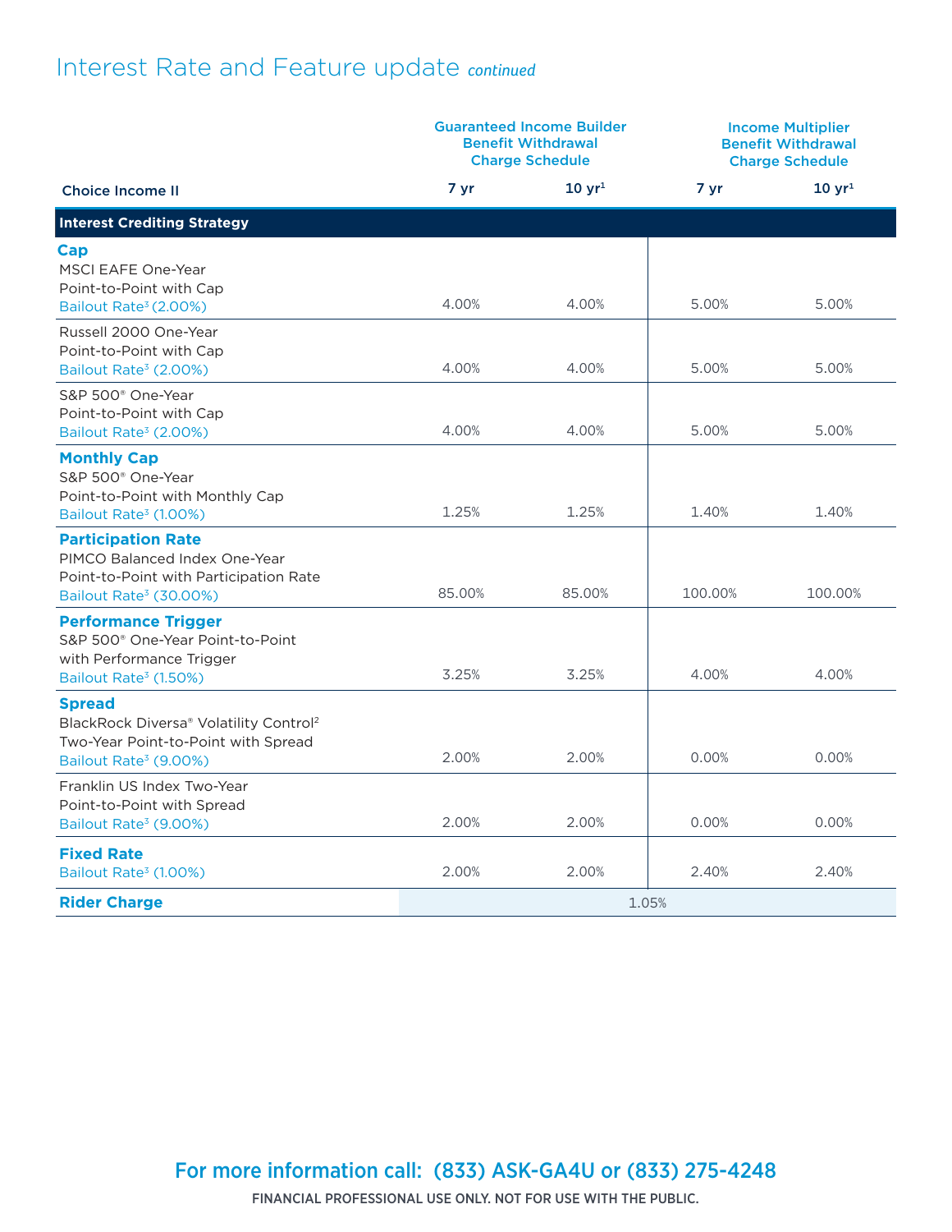# Interest Rate and Feature update *continued*

| Choice Income II | Guaranteed Income Builder Benefit Withdrawal Charge Schedule | | Income Multiplier Benefit Withdrawal Charge Schedule | |
|---|---|---|---|---|
| | 7 yr | 10 yr[1] | 7 yr | 10 yr[1] |
| **Interest Crediting Strategy** | | | | |
| **Cap**<br>MSCI EAFE One-Year Point-to-Point with Cap<br>Bailout Rate[3] (2.00%) | 4.00% | 4.00% | 5.00% | 5.00% |
| Russell 2000 One-Year Point-to-Point with Cap<br>Bailout Rate[3] (2.00%) | 4.00% | 4.00% | 5.00% | 5.00% |
| S&P 500® One-Year Point-to-Point with Cap<br>Bailout Rate[3] (2.00%) | 4.00% | 4.00% | 5.00% | 5.00% |
| **Monthly Cap**<br>S&P 500® One-Year Point-to-Point with Monthly Cap<br>Bailout Rate[3] (1.00%) | 1.25% | 1.25% | 1.40% | 1.40% |
| **Participation Rate**<br>PIMCO Balanced Index One-Year Point-to-Point with Participation Rate<br>Bailout Rate[3] (30.00%) | 85.00% | 85.00% | 100.00% | 100.00% |
| **Performance Trigger**<br>S&P 500® One-Year Point-to-Point with Performance Trigger<br>Bailout Rate[3] (1.50%) | 3.25% | 3.25% | 4.00% | 4.00% |
| **Spread**<br>BlackRock Diversa® Volatility Control[2] Two-Year Point-to-Point with Spread<br>Bailout Rate[3] (9.00%) | 2.00% | 2.00% | 0.00% | 0.00% |
| Franklin US Index Two-Year Point-to-Point with Spread<br>Bailout Rate[3] (9.00%) | 2.00% | 2.00% | 0.00% | 0.00% |
| **Fixed Rate**<br>Bailout Rate[3] (1.00%) | 2.00% | 2.00% | 2.40% | 2.40% |
| **Rider Charge** | 1.05% | | | |

## For more information call: (833) ASK-GA4U or (833) 275-4248

FINANCIAL PROFESSIONAL USE ONLY. NOT FOR USE WITH THE PUBLIC.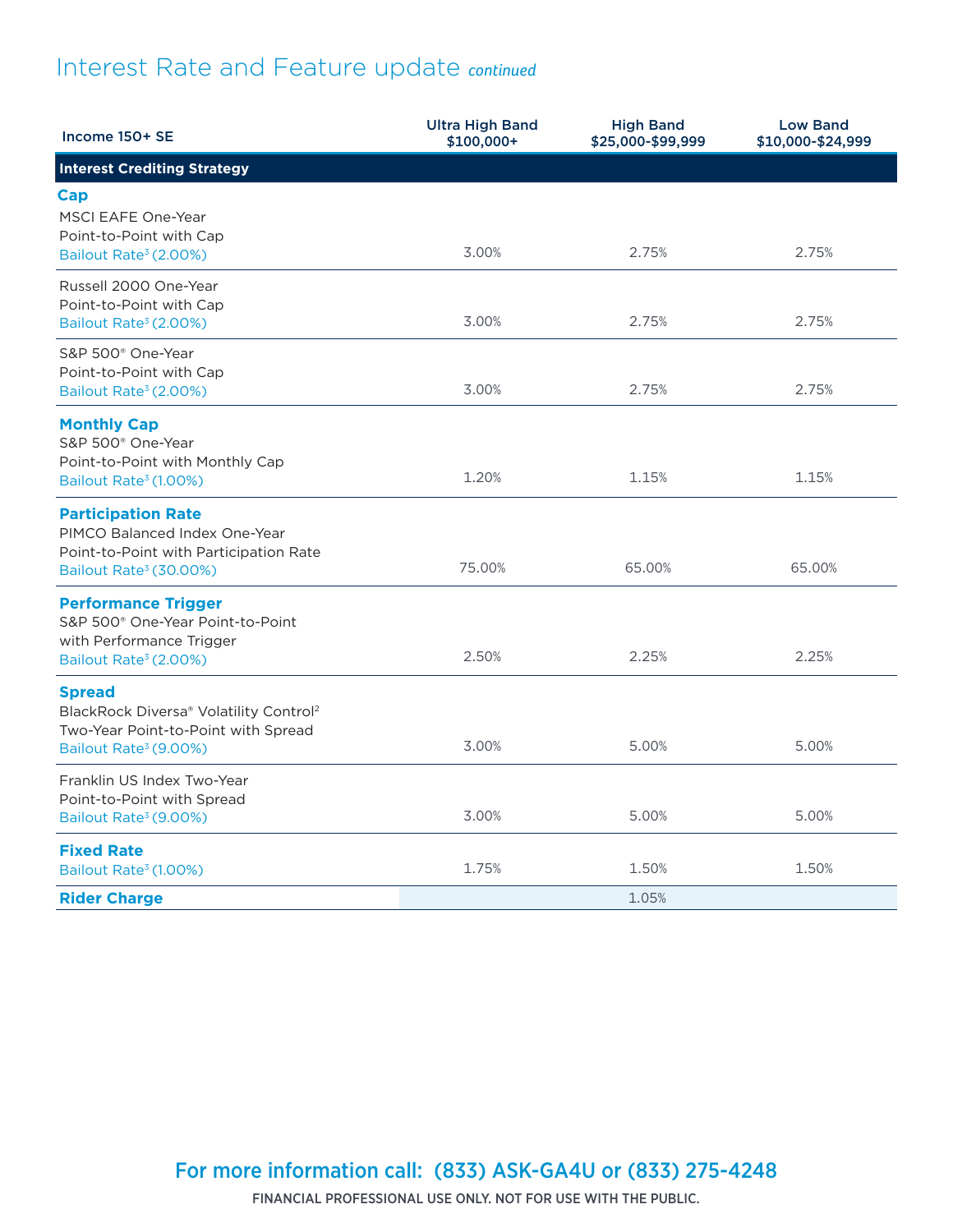## Interest Rate and Feature update *continued*

| Income 150+ SE | Ultra High Band $100,000+ | High Band $25,000-$99,999 | Low Band $10,000-$24,999 |
| --- | --- | --- | --- |
| **Interest Crediting Strategy** | | | |
| **Cap** | | | |
| MSCI EAFE One-Year Point-to-Point with Cap Bailout Rate[3] (2.00%) | 3.00% | 2.75% | 2.75% |
| Russell 2000 One-Year Point-to-Point with Cap Bailout Rate[3] (2.00%) | 3.00% | 2.75% | 2.75% |
| S&P 500® One-Year Point-to-Point with Cap Bailout Rate[3] (2.00%) | 3.00% | 2.75% | 2.75% |
| **Monthly Cap** S&P 500® One-Year Point-to-Point with Monthly Cap Bailout Rate[3] (1.00%) | 1.20% | 1.15% | 1.15% |
| **Participation Rate** PIMCO Balanced Index One-Year Point-to-Point with Participation Rate Bailout Rate[3] (30.00%) | 75.00% | 65.00% | 65.00% |
| **Performance Trigger** S&P 500® One-Year Point-to-Point with Performance Trigger Bailout Rate[3] (2.00%) | 2.50% | 2.25% | 2.25% |
| **Spread** BlackRock Diversa® Volatility Control[2] Two-Year Point-to-Point with Spread Bailout Rate[3] (9.00%) | 3.00% | 5.00% | 5.00% |
| Franklin US Index Two-Year Point-to-Point with Spread Bailout Rate[3] (9.00%) | 3.00% | 5.00% | 5.00% |
| **Fixed Rate** Bailout Rate[3] (1.00%) | 1.75% | 1.50% | 1.50% |
| **Rider Charge** | | 1.05% | |

**For more information call: (833) ASK-GA4U or (833) 275-4248**

FINANCIAL PROFESSIONAL USE ONLY. NOT FOR USE WITH THE PUBLIC.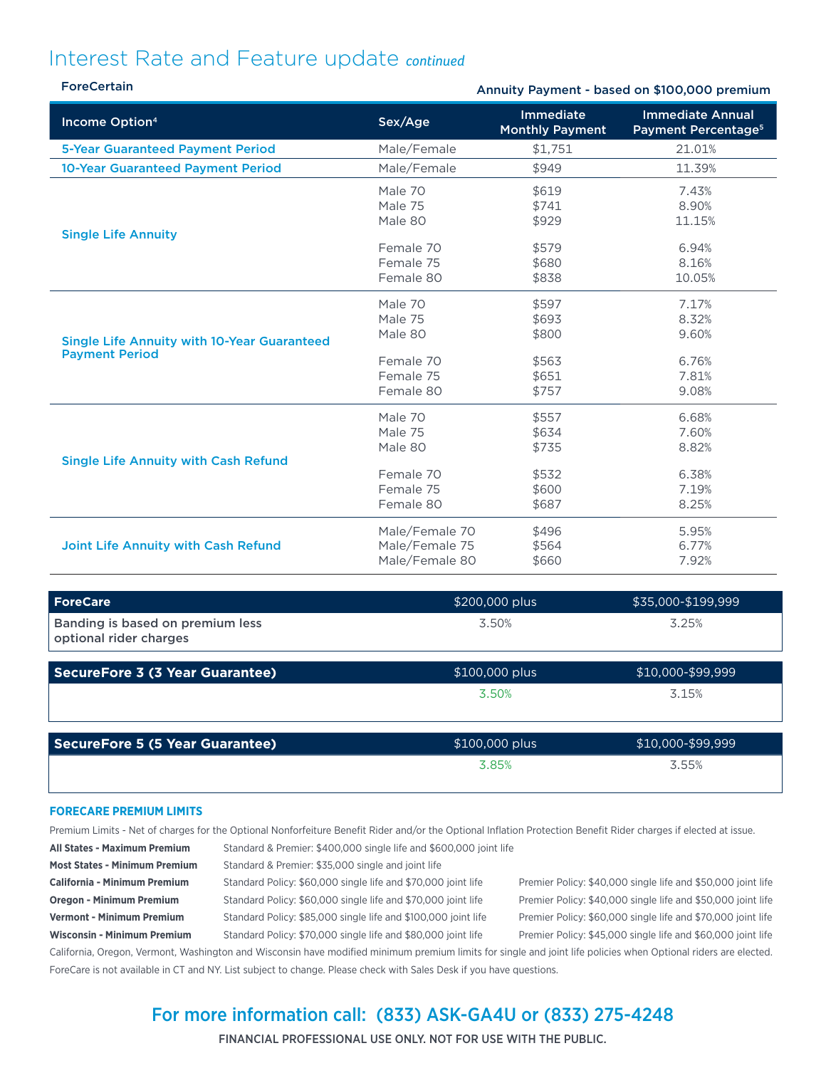# Interest Rate and Feature update *continued*

**ForeCertain**

Annuity Payment - based on $100,000 premium

| Income Option[4] | Sex/Age | Immediate Monthly Payment | Immediate Annual Payment Percentage[5] |
|---|---|---|---|
| 5-Year Guaranteed Payment Period | Male/Female | $1,751 | 21.01% |
| 10-Year Guaranteed Payment Period | Male/Female | $949 | 11.39% |
| Single Life Annuity | Male 70 | $619 | 7.43% |
| | Male 75 | $741 | 8.90% |
| | Male 80 | $929 | 11.15% |
| | Female 70 | $579 | 6.94% |
| | Female 75 | $680 | 8.16% |
| | Female 80 | $838 | 10.05% |
| Single Life Annuity with 10-Year Guaranteed Payment Period | Male 70 | $597 | 7.17% |
| | Male 75 | $693 | 8.32% |
| | Male 80 | $800 | 9.60% |
| | Female 70 | $563 | 6.76% |
| | Female 75 | $651 | 7.81% |
| | Female 80 | $757 | 9.08% |
| Single Life Annuity with Cash Refund | Male 70 | $557 | 6.68% |
| | Male 75 | $634 | 7.60% |
| | Male 80 | $735 | 8.82% |
| | Female 70 | $532 | 6.38% |
| | Female 75 | $600 | 7.19% |
| | Female 80 | $687 | 8.25% |
| Joint Life Annuity with Cash Refund | Male/Female 70 | $496 | 5.95% |
| | Male/Female 75 | $564 | 6.77% |
| | Male/Female 80 | $660 | 7.92% |

| ForeCare | $200,000 plus | $35,000-$199,999 |
|---|---|---|
| Banding is based on premium less optional rider charges | 3.50% | 3.25% |

| SecureFore 3 (3 Year Guarantee) | $100,000 plus | $10,000-$99,999 |
|---|---|---|
| | 3.50% | 3.15% |

| SecureFore 5 (5 Year Guarantee) | $100,000 plus | $10,000-$99,999 |
|---|---|---|
| | 3.85% | 3.55% |

**FORECARE PREMIUM LIMITS**

Premium Limits - Net of charges for the Optional Nonforfeiture Benefit Rider and/or the Optional Inflation Protection Benefit Rider charges if elected at issue.

| | | |
|---|---|---|
| **All States - Maximum Premium** | Standard & Premier: $400,000 single life and $600,000 joint life | |
| **Most States - Minimum Premium** | Standard & Premier: $35,000 single and joint life | |
| **California - Minimum Premium** | Standard Policy: $60,000 single life and $70,000 joint life | Premier Policy: $40,000 single life and $50,000 joint life |
| **Oregon - Minimum Premium** | Standard Policy: $60,000 single life and $70,000 joint life | Premier Policy: $40,000 single life and $50,000 joint life |
| **Vermont - Minimum Premium** | Standard Policy: $85,000 single life and $100,000 joint life | Premier Policy: $60,000 single life and $70,000 joint life |
| **Wisconsin - Minimum Premium** | Standard Policy: $70,000 single life and $80,000 joint life | Premier Policy: $45,000 single life and $60,000 joint life |

California, Oregon, Vermont, Washington and Wisconsin have modified minimum premium limits for single and joint life policies when Optional riders are elected.

ForeCare is not available in CT and NY. List subject to change. Please check with Sales Desk if you have questions.

## For more information call: (833) ASK-GA4U or (833) 275-4248

FINANCIAL PROFESSIONAL USE ONLY. NOT FOR USE WITH THE PUBLIC.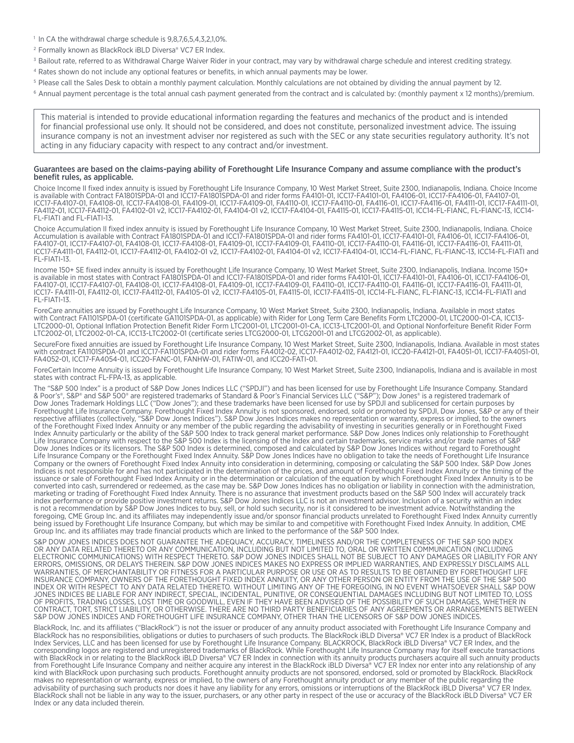[1] In CA the withdrawal charge schedule is 9,8,7,6,5,4,3,2,1,0%.

[2] Formally known as BlackRock iBLD Diversa® VC7 ER Index.

[3] Bailout rate, referred to as Withdrawal Charge Waiver Rider in your contract, may vary by withdrawal charge schedule and interest crediting strategy.

[4] Rates shown do not include any optional features or benefits, in which annual payments may be lower.

[5] Please call the Sales Desk to obtain a monthly payment calculation. Monthly calculations are not obtained by dividing the annual payment by 12.

[6] Annual payment percentage is the total annual cash payment generated from the contract and is calculated by: (monthly payment x 12 months)/premium.

> This material is intended to provide educational information regarding the features and mechanics of the product and is intended for financial professional use only. It should not be considered, and does not constitute, personalized investment advice. The issuing insurance company is not an investment adviser nor registered as such with the SEC or any state securities regulatory authority. It's not acting in any fiduciary capacity with respect to any contract and/or investment.

**Guarantees are based on the claims-paying ability of Forethought Life Insurance Company and assume compliance with the product's benefit rules, as applicable.**

Choice Income II fixed index annuity is issued by Forethought Life Insurance Company, 10 West Market Street, Suite 2300, Indianapolis, Indiana. Choice Income is available with Contract FA1801SPDA-01 and ICC17-FA1801SPDA-01 and rider forms FA4101-01, ICC17-FA4101-01, FA4106-01, ICC17-FA4106-01, FA4107-01, ICC17-FA4107-01, FA4108-01, ICC17-FA4108-01, FA4109-01, ICC17-FA4109-01, FA4110-01, ICC17-FA4110-01, FA4116-01, ICC17-FA4116-01, FA4111-01, ICC17-FA4111-01, FA4112-01, ICC17-FA4112-01, FA4102-01 v2, ICC17-FA4102-01, FA4104-01 v2, ICC17-FA4104-01, FA4115-01, ICC17-FA4115-01, ICC14-FL-FIANC, FL-FIANC-13, ICC14-FL-FIATI and FL-FIATI-13.

Choice Accumulation II fixed index annuity is issued by Forethought Life Insurance Company, 10 West Market Street, Suite 2300, Indianapolis, Indiana. Choice Accumulation is available with Contract FA1801SPDA-01 and ICC17-FA1801SPDA-01 and rider forms FA4101-01, ICC17-FA4101-01, FA4106-01, ICC17-FA4106-01, FA4107-01, ICC17-FA4107-01, FA4108-01, ICC17-FA4108-01, FA4109-01, ICC17-FA4109-01, FA4110-01, ICC17-FA4110-01, FA4116-01, ICC17-FA4116-01, FA4111-01, ICC17-FA4111-01, FA4112-01, ICC17-FA4112-01, FA4102-01 v2, ICC17-FA4102-01, FA4104-01 v2, ICC17-FA4104-01, ICC14-FL-FIANC, FL-FIANC-13, ICC14-FL-FIATI and FL-FIATI-13.

Income 150+ SE fixed index annuity is issued by Forethought Life Insurance Company, 10 West Market Street, Suite 2300, Indianapolis, Indiana. Income 150+ is available in most states with Contract FA1801SPDA-01 and ICC17-FA1801SPDA-01 and rider forms FA4101-01, ICC17-FA4101-01, FA4106-01, ICC17-FA4106-01, FA4107-01, ICC17-FA4107-01, FA4108-01, ICC17-FA4108-01, FA4109-01, ICC17-FA4109-01, FA4110-01, ICC17-FA4110-01, FA4116-01, ICC17-FA4116-01, FA4111-01, ICC17- FA4111-01, FA4112-01, ICC17-FA4112-01, FA4105-01 v2, ICC17-FA4105-01, FA4115-01, ICC17-FA4115-01, ICC14-FL-FIANC, FL-FIANC-13, ICC14-FL-FIATI and FL-FIATI-13.

ForeCare annuities are issued by Forethought Life Insurance Company, 10 West Market Street, Suite 2300, Indianapolis, Indiana. Available in most states with Contract FA1101SPDA-01 (certificate GA1101SPDA-01, as applicable) with Rider for Long Term Care Benefits Form LTC2000-01, LTC2000-01-CA, ICC13-LTC2000-01, Optional Inflation Protection Benefit Rider Form LTC2001-01, LTC2001-01-CA, ICC13-LTC2001-01, and Optional Nonforfeiture Benefit Rider Form LTC2002-01, LTC2002-01-CA, ICC13-LTC2002-01 (certificate series LTCG2000-01, LTCG2001-01 and LTCG2002-01, as applicable).

SecureFore fixed annuities are issued by Forethought Life Insurance Company, 10 West Market Street, Suite 2300, Indianapolis, Indiana. Available in most states with contract FA1101SPDA-01, ICC17-FA1101SPDA-01 and rider forms FA4012-02, ICC17-FA4012-02, FA4121-01, ICC20-FA4121-01, FA4051-01, ICC17-FA4051-01, FA4052-01, ICC17-FA4054-01, ICC20-FANC-01, FANHW-01, FATIW-01, and ICC20-FATI-01.

ForeCertain Income Annuity is issued by Forethought Life Insurance Company, 10 West Market Street, Suite 2300, Indianapolis, Indiana and is available in most states with contract FL-FPA-13, as applicable.

The "S&P 500 Index" is a product of S&P Dow Jones Indices LLC ("SPDJI") and has been licensed for use by Forethought Life Insurance Company. Standard & Poor's®, S&P® and S&P 500® are registered trademarks of Standard & Poor's Financial Services LLC ("S&P"); Dow Jones® is a registered trademark of Dow Jones Trademark Holdings LLC ("Dow Jones"); and these trademarks have been licensed for use by SPDJI and sublicensed for certain purposes by Forethought Life Insurance Company. Forethought Fixed Index Annuity is not sponsored, endorsed, sold or promoted by SPDJI, Dow Jones, S&P or any of their respective affiliates (collectively, "S&P Dow Jones Indices"). S&P Dow Jones Indices makes no representation or warranty, express or implied, to the owners of the Forethought Fixed Index Annuity or any member of the public regarding the advisability of investing in securities generally or in Forethought Fixed Index Annuity particularly or the ability of the S&P 500 Index to track general market performance. S&P Dow Jones Indices only relationship to Forethought Life Insurance Company with respect to the S&P 500 Index is the licensing of the Index and certain trademarks, service marks and/or trade names of S&P Dow Jones Indices or its licensors. The S&P 500 Index is determined, composed and calculated by S&P Dow Jones Indices without regard to Forethought Life Insurance Company or the Forethought Fixed Index Annuity. S&P Dow Jones Indices have no obligation to take the needs of Forethought Life Insurance Company or the owners of Forethought Fixed Index Annuity into consideration in determining, composing or calculating the S&P 500 Index. S&P Dow Jones Indices is not responsible for and has not participated in the determination of the prices, and amount of Forethought Fixed Index Annuity or the timing of the issuance or sale of Forethought Fixed Index Annuity or in the determination or calculation of the equation by which Forethought Fixed Index Annuity is to be converted into cash, surrendered or redeemed, as the case may be. S&P Dow Jones Indices has no obligation or liability in connection with the administration, marketing or trading of Forethought Fixed Index Annuity. There is no assurance that investment products based on the S&P 500 Index will accurately track index performance or provide positive investment returns. S&P Dow Jones Indices LLC is not an investment advisor. Inclusion of a security within an index is not a recommendation by S&P Dow Jones Indices to buy, sell, or hold such security, nor is it considered to be investment advice. Notwithstanding the foregoing, CME Group Inc. and its affiliates may independently issue and/or sponsor financial products unrelated to Forethought Fixed Index Annuity currently being issued by Forethought Life Insurance Company, but which may be similar to and competitive with Forethought Fixed Index Annuity. In addition, CME Group Inc. and its affiliates may trade financial products which are linked to the performance of the S&P 500 Index.

S&P DOW JONES INDICES DOES NOT GUARANTEE THE ADEQUACY, ACCURACY, TIMELINESS AND/OR THE COMPLETENESS OF THE S&P 500 INDEX OR ANY DATA RELATED THERETO OR ANY COMMUNICATION, INCLUDING BUT NOT LIMITED TO, ORAL OR WRITTEN COMMUNICATION (INCLUDING ELECTRONIC COMMUNICATIONS) WITH RESPECT THERETO. S&P DOW JONES INDICES SHALL NOT BE SUBJECT TO ANY DAMAGES OR LIABILITY FOR ANY ERRORS, OMISSIONS, OR DELAYS THEREIN. S&P DOW JONES INDICES MAKES NO EXPRESS OR IMPLIED WARRANTIES, AND EXPRESSLY DISCLAIMS ALL WARRANTIES, OF MERCHANTABILITY OR FITNESS FOR A PARTICULAR PURPOSE OR USE OR AS TO RESULTS TO BE OBTAINED BY FORETHOUGHT LIFE INSURANCE COMPANY, OWNERS OF THE FORETHOUGHT FIXED INDEX ANNUITY, OR ANY OTHER PERSON OR ENTITY FROM THE USE OF THE S&P 500 INDEX OR WITH RESPECT TO ANY DATA RELATED THERETO. WITHOUT LIMITING ANY OF THE FOREGOING, IN NO EVENT WHATSOEVER SHALL S&P DOW JONES INDICES BE LIABLE FOR ANY INDIRECT, SPECIAL, INCIDENTAL, PUNITIVE, OR CONSEQUENTIAL DAMAGES INCLUDING BUT NOT LIMITED TO, LOSS OF PROFITS, TRADING LOSSES, LOST TIME OR GOODWILL, EVEN IF THEY HAVE BEEN ADVISED OF THE POSSIBILITY OF SUCH DAMAGES, WHETHER IN CONTRACT, TORT, STRICT LIABILITY, OR OTHERWISE. THERE ARE NO THIRD PARTY BENEFICIARIES OF ANY AGREEMENTS OR ARRANGEMENTS BETWEEN S&P DOW JONES INDICES AND FORETHOUGHT LIFE INSURANCE COMPANY, OTHER THAN THE LICENSORS OF S&P DOW JONES INDICES.

BlackRock, Inc. and its affiliates ("BlackRock") is not the issuer or producer of any annuity product associated with Forethought Life Insurance Company and BlackRock has no responsibilities, obligations or duties to purchasers of such products. The BlackRock iBLD Diversa® VC7 ER Index is a product of BlackRock Index Services, LLC and has been licensed for use by Forethought Life Insurance Company. BLACKROCK, BlackRock iBLD Diversa® VC7 ER Index, and the corresponding logos are registered and unregistered trademarks of BlackRock. While Forethought Life Insurance Company may for itself execute transactions with BlackRock in or relating to the BlackRock iBLD Diversa® VC7 ER Index in connection with its annuity products purchasers acquire all such annuity products from Forethought Life Insurance Company and neither acquire any interest in the BlackRock iBLD Diversa® VC7 ER Index nor enter into any relationship of any kind with BlackRock upon purchasing such products. Forethought annuity products are not sponsored, endorsed, sold or promoted by BlackRock. BlackRock makes no representation or warranty, express or implied, to the owners of any Forethought annuity product or any member of the public regarding the advisability of purchasing such products nor does it have any liability for any errors, omissions or interruptions of the BlackRock iBLD Diversa® VC7 ER Index. BlackRock shall not be liable in any way to the issuer, purchasers, or any other party in respect of the use or accuracy of the BlackRock iBLD Diversa® VC7 ER Index or any data included therein.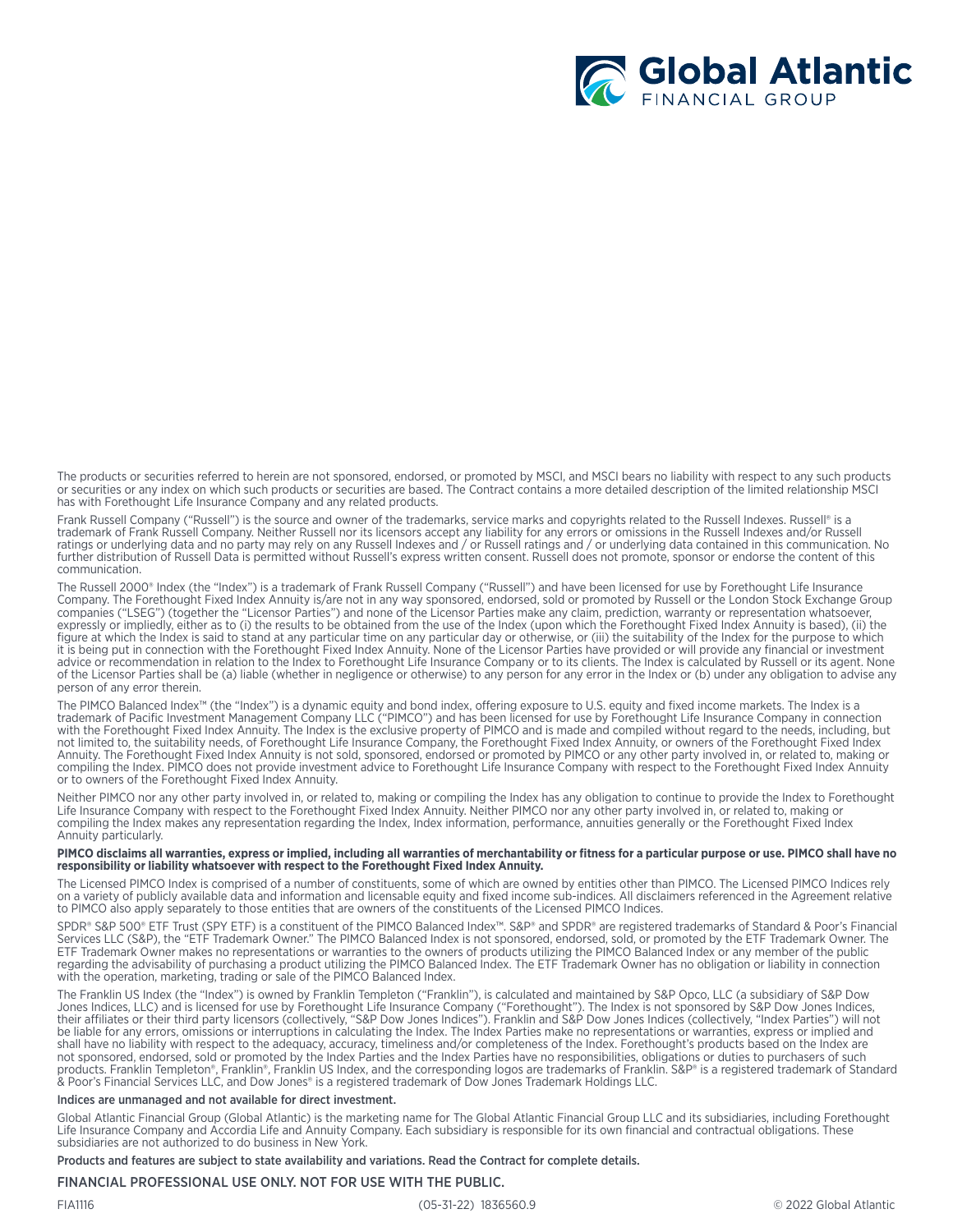Global Atlantic
FINANCIAL GROUP

The products or securities referred to herein are not sponsored, endorsed, or promoted by MSCI, and MSCI bears no liability with respect to any such products or securities or any index on which such products or securities are based. The Contract contains a more detailed description of the limited relationship MSCI has with Forethought Life Insurance Company and any related products.

Frank Russell Company ("Russell") is the source and owner of the trademarks, service marks and copyrights related to the Russell Indexes. Russell® is a trademark of Frank Russell Company. Neither Russell nor its licensors accept any liability for any errors or omissions in the Russell Indexes and/or Russell ratings or underlying data and no party may rely on any Russell Indexes and / or Russell ratings and / or underlying data contained in this communication. No further distribution of Russell Data is permitted without Russell's express written consent. Russell does not promote, sponsor or endorse the content of this communication.

The Russell 2000® Index (the "Index") is a trademark of Frank Russell Company ("Russell") and have been licensed for use by Forethought Life Insurance Company. The Forethought Fixed Index Annuity is/are not in any way sponsored, endorsed, sold or promoted by Russell or the London Stock Exchange Group companies ("LSEG") (together the "Licensor Parties") and none of the Licensor Parties make any claim, prediction, warranty or representation whatsoever, expressly or impliedly, either as to (i) the results to be obtained from the use of the Index (upon which the Forethought Fixed Index Annuity is based), (ii) the figure at which the Index is said to stand at any particular time on any particular day or otherwise, or (iii) the suitability of the Index for the purpose to which it is being put in connection with the Forethought Fixed Index Annuity. None of the Licensor Parties have provided or will provide any financial or investment advice or recommendation in relation to the Index to Forethought Life Insurance Company or to its clients. The Index is calculated by Russell or its agent. None of the Licensor Parties shall be (a) liable (whether in negligence or otherwise) to any person for any error in the Index or (b) under any obligation to advise any person of any error therein.

The PIMCO Balanced Index™ (the "Index") is a dynamic equity and bond index, offering exposure to U.S. equity and fixed income markets. The Index is a trademark of Pacific Investment Management Company LLC ("PIMCO") and has been licensed for use by Forethought Life Insurance Company in connection with the Forethought Fixed Index Annuity. The Index is the exclusive property of PIMCO and is made and compiled without regard to the needs, including, but not limited to, the suitability needs, of Forethought Life Insurance Company, the Forethought Fixed Index Annuity, or owners of the Forethought Fixed Index Annuity. The Forethought Fixed Index Annuity is not sold, sponsored, endorsed or promoted by PIMCO or any other party involved in, or related to, making or compiling the Index. PIMCO does not provide investment advice to Forethought Life Insurance Company with respect to the Forethought Fixed Index Annuity or to owners of the Forethought Fixed Index Annuity.

Neither PIMCO nor any other party involved in, or related to, making or compiling the Index has any obligation to continue to provide the Index to Forethought Life Insurance Company with respect to the Forethought Fixed Index Annuity. Neither PIMCO nor any other party involved in, or related to, making or compiling the Index makes any representation regarding the Index, Index information, performance, annuities generally or the Forethought Fixed Index Annuity particularly.

**PIMCO disclaims all warranties, express or implied, including all warranties of merchantability or fitness for a particular purpose or use. PIMCO shall have no responsibility or liability whatsoever with respect to the Forethought Fixed Index Annuity.**

The Licensed PIMCO Index is comprised of a number of constituents, some of which are owned by entities other than PIMCO. The Licensed PIMCO Indices rely on a variety of publicly available data and information and licensable equity and fixed income sub-indices. All disclaimers referenced in the Agreement relative to PIMCO also apply separately to those entities that are owners of the constituents of the Licensed PIMCO Indices.

SPDR® S&P 500® ETF Trust (SPY ETF) is a constituent of the PIMCO Balanced Index™. S&P® and SPDR® are registered trademarks of Standard & Poor's Financial Services LLC (S&P), the "ETF Trademark Owner." The PIMCO Balanced Index is not sponsored, endorsed, sold, or promoted by the ETF Trademark Owner. The ETF Trademark Owner makes no representations or warranties to the owners of products utilizing the PIMCO Balanced Index or any member of the public regarding the advisability of purchasing a product utilizing the PIMCO Balanced Index. The ETF Trademark Owner has no obligation or liability in connection with the operation, marketing, trading or sale of the PIMCO Balanced Index.

The Franklin US Index (the "Index") is owned by Franklin Templeton ("Franklin"), is calculated and maintained by S&P Opco, LLC (a subsidiary of S&P Dow Jones Indices, LLC) and is licensed for use by Forethought Life Insurance Company ("Forethought"). The Index is not sponsored by S&P Dow Jones Indices, their affiliates or their third party licensors (collectively, "S&P Dow Jones Indices"). Franklin and S&P Dow Jones Indices (collectively, "Index Parties") will not be liable for any errors, omissions or interruptions in calculating the Index. The Index Parties make no representations or warranties, express or implied and shall have no liability with respect to the adequacy, accuracy, timeliness and/or completeness of the Index. Forethought's products based on the Index are not sponsored, endorsed, sold or promoted by the Index Parties and the Index Parties have no responsibilities, obligations or duties to purchasers of such products. Franklin Templeton®, Franklin®, Franklin US Index, and the corresponding logos are trademarks of Franklin. S&P® is a registered trademark of Standard & Poor's Financial Services LLC, and Dow Jones® is a registered trademark of Dow Jones Trademark Holdings LLC.

Indices are unmanaged and not available for direct investment.

Global Atlantic Financial Group (Global Atlantic) is the marketing name for The Global Atlantic Financial Group LLC and its subsidiaries, including Forethought Life Insurance Company and Accordia Life and Annuity Company. Each subsidiary is responsible for its own financial and contractual obligations. These subsidiaries are not authorized to do business in New York.

Products and features are subject to state availability and variations. Read the Contract for complete details.

FINANCIAL PROFESSIONAL USE ONLY. NOT FOR USE WITH THE PUBLIC.

FIA1116 (05-31-22) 1836560.9 © 2022 Global Atlantic